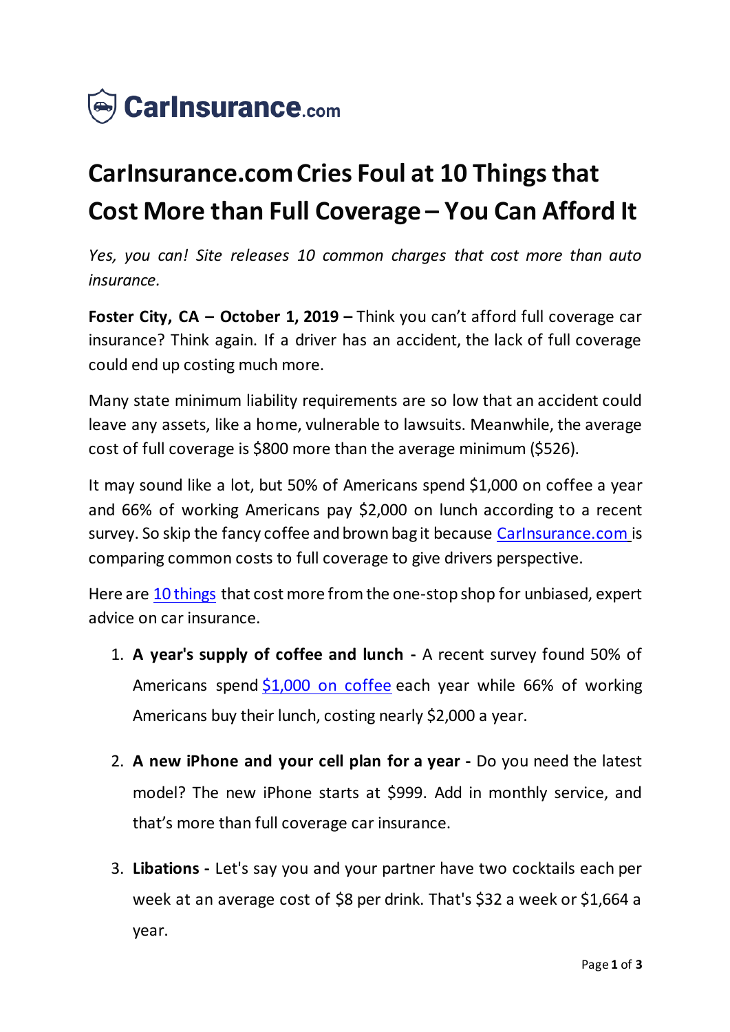CarInsurance.com

# CarInsurance.com Cries Foul at 10 Things that Cost More than Full Coverage – You Can Afford It

*Yes, you can! Site releases 10 common charges that cost more than auto insurance.*

**Foster City, CA – October 1, 2019 –** Think you can't afford full coverage car insurance? Think again. If a driver has an accident, the lack of full coverage could end up costing much more.

Many state minimum liability requirements are so low that an accident could leave any assets, like a home, vulnerable to lawsuits. Meanwhile, the average cost of full coverage is $800 more than the average minimum ($526).

It may sound like a lot, but 50% of Americans spend $1,000 on coffee a year and 66% of working Americans pay $2,000 on lunch according to a recent survey. So skip the fancy coffee and brown bag it because CarInsurance.com is comparing common costs to full coverage to give drivers perspective.

Here are 10 things that cost more from the one-stop shop for unbiased, expert advice on car insurance.

1. **A year's supply of coffee and lunch -** A recent survey found 50% of Americans spend $1,000 on coffee each year while 66% of working Americans buy their lunch, costing nearly $2,000 a year.

2. **A new iPhone and your cell plan for a year -** Do you need the latest model? The new iPhone starts at $999. Add in monthly service, and that's more than full coverage car insurance.

3. **Libations -** Let's say you and your partner have two cocktails each per week at an average cost of $8 per drink. That's $32 a week or $1,664 a year.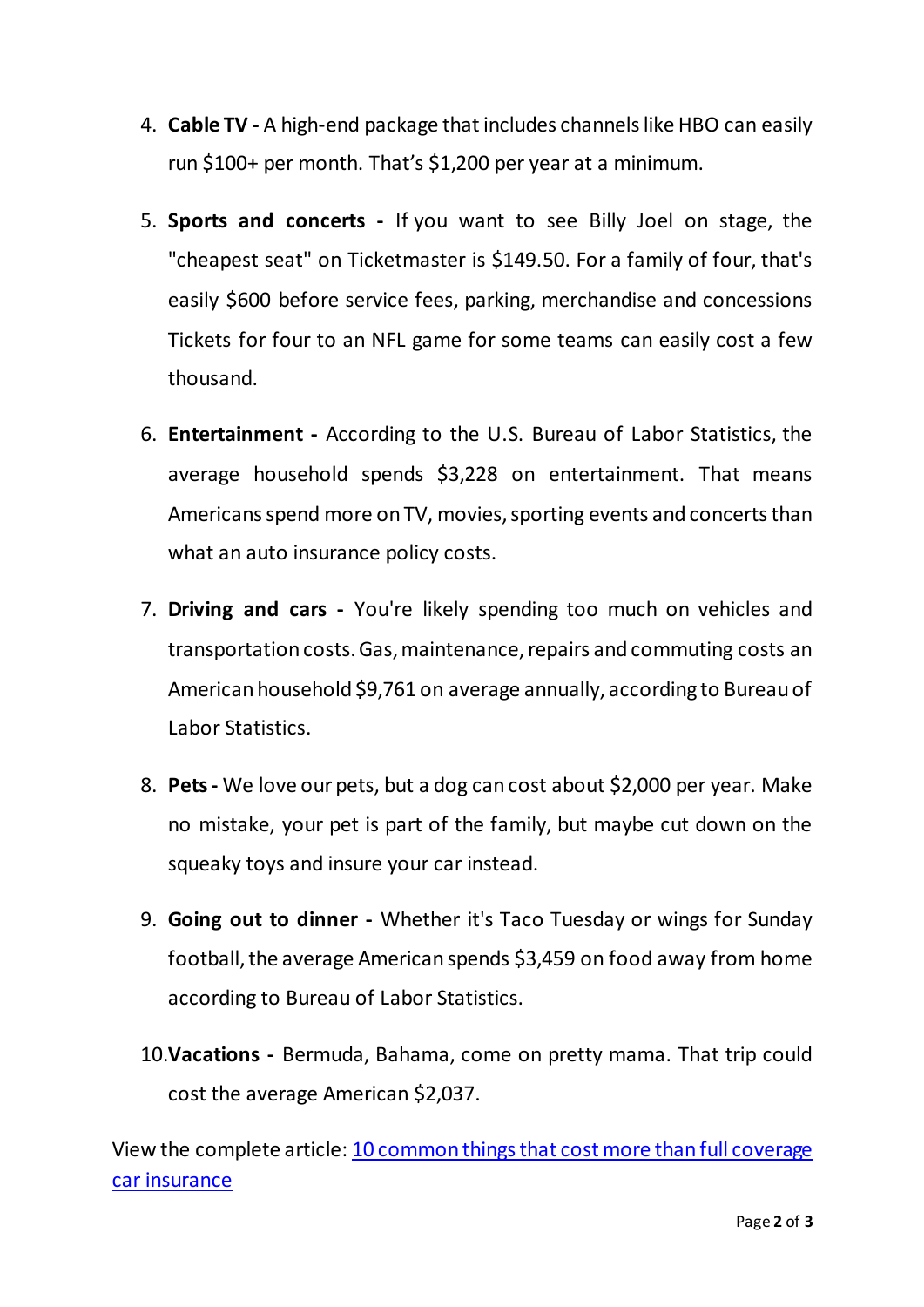4. **Cable TV -** A high-end package that includes channels like HBO can easily run $100+ per month. That's $1,200 per year at a minimum.

5. **Sports and concerts -** If you want to see Billy Joel on stage, the "cheapest seat" on Ticketmaster is $149.50. For a family of four, that's easily $600 before service fees, parking, merchandise and concessions Tickets for four to an NFL game for some teams can easily cost a few thousand.

6. **Entertainment -** According to the U.S. Bureau of Labor Statistics, the average household spends $3,228 on entertainment. That means Americans spend more on TV, movies, sporting events and concerts than what an auto insurance policy costs.

7. **Driving and cars -** You're likely spending too much on vehicles and transportation costs. Gas, maintenance, repairs and commuting costs an American household $9,761 on average annually, according to Bureau of Labor Statistics.

8. **Pets -** We love our pets, but a dog can cost about $2,000 per year. Make no mistake, your pet is part of the family, but maybe cut down on the squeaky toys and insure your car instead.

9. **Going out to dinner -** Whether it's Taco Tuesday or wings for Sunday football, the average American spends $3,459 on food away from home according to Bureau of Labor Statistics.

10. **Vacations -** Bermuda, Bahama, come on pretty mama. That trip could cost the average American $2,037.

View the complete article: [10 common things that cost more than full coverage car insurance]()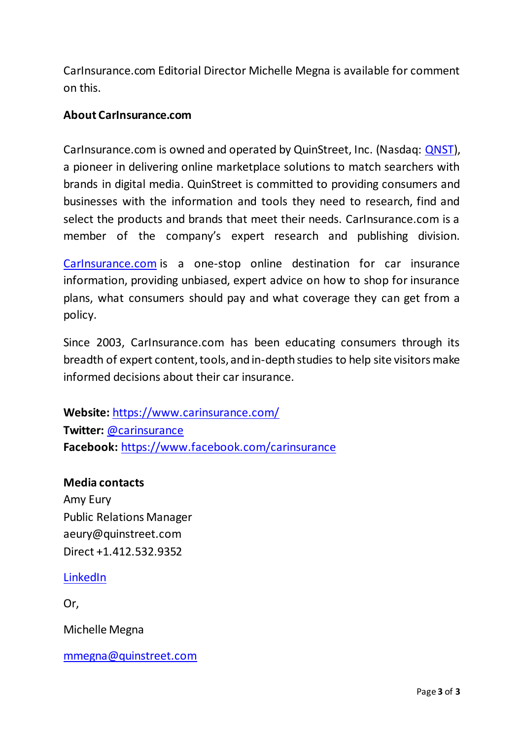CarInsurance.com Editorial Director Michelle Megna is available for comment on this.

**About CarInsurance.com**

CarInsurance.com is owned and operated by QuinStreet, Inc. (Nasdaq: QNST), a pioneer in delivering online marketplace solutions to match searchers with brands in digital media. QuinStreet is committed to providing consumers and businesses with the information and tools they need to research, find and select the products and brands that meet their needs. CarInsurance.com is a member of the company's expert research and publishing division.

CarInsurance.com is a one-stop online destination for car insurance information, providing unbiased, expert advice on how to shop for insurance plans, what consumers should pay and what coverage they can get from a policy.

Since 2003, CarInsurance.com has been educating consumers through its breadth of expert content, tools, and in-depth studies to help site visitors make informed decisions about their car insurance.

**Website:** https://www.carinsurance.com/
**Twitter:** @carinsurance
**Facebook:** https://www.facebook.com/carinsurance

**Media contacts**
Amy Eury
Public Relations Manager
aeury@quinstreet.com
Direct +1.412.532.9352

LinkedIn

Or,

Michelle Megna

mmegna@quinstreet.com